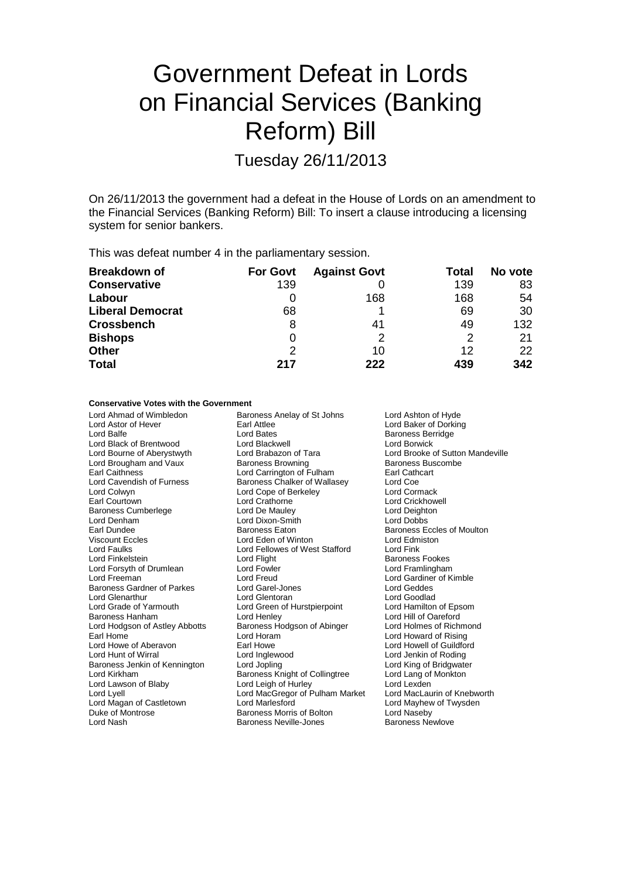# Government Defeat in Lords on Financial Services (Banking Reform) Bill

## Tuesday 26/11/2013

On 26/11/2013 the government had a defeat in the House of Lords on an amendment to the Financial Services (Banking Reform) Bill: To insert a clause introducing a licensing system for senior bankers.

This was defeat number 4 in the parliamentary session.

| Breakdown of | For Govt | Against Govt | Total | No vote |
|---|---|---|---|---|
| **Conservative** | 139 | 0 | 139 | 83 |
| **Labour** | 0 | 168 | 168 | 54 |
| **Liberal Democrat** | 68 | 1 | 69 | 30 |
| **Crossbench** | 8 | 41 | 49 | 132 |
| **Bishops** | 0 | 2 | 2 | 21 |
| **Other** | 2 | 10 | 12 | 22 |
| **Total** | **217** | **222** | **439** | **342** |

**Conservative Votes with the Government**

Lord Ahmad of Wimbledon
Baroness Anelay of St Johns
Lord Ashton of Hyde
Lord Astor of Hever
Earl Attlee
Lord Baker of Dorking
Lord Balfe
Lord Bates
Baroness Berridge
Lord Black of Brentwood
Lord Blackwell
Lord Borwick
Lord Bourne of Aberystwyth
Lord Brabazon of Tara
Lord Brooke of Sutton Mandeville
Lord Brougham and Vaux
Baroness Browning
Baroness Buscombe
Earl Caithness
Lord Carrington of Fulham
Earl Cathcart
Lord Cavendish of Furness
Baroness Chalker of Wallasey
Lord Coe
Lord Colwyn
Lord Cope of Berkeley
Lord Cormack
Earl Courtown
Lord Crathorne
Lord Crickhowell
Baroness Cumberlege
Lord De Mauley
Lord Deighton
Lord Denham
Lord Dixon-Smith
Lord Dobbs
Earl Dundee
Baroness Eaton
Baroness Eccles of Moulton
Viscount Eccles
Lord Eden of Winton
Lord Edmiston
Lord Faulks
Lord Fellowes of West Stafford
Lord Fink
Lord Finkelstein
Lord Flight
Baroness Fookes
Lord Forsyth of Drumlean
Lord Fowler
Lord Framlingham
Lord Freeman
Lord Freud
Lord Gardiner of Kimble
Baroness Gardner of Parkes
Lord Garel-Jones
Lord Geddes
Lord Glenarthur
Lord Glentoran
Lord Goodlad
Lord Grade of Yarmouth
Lord Green of Hurstpierpoint
Lord Hamilton of Epsom
Baroness Hanham
Lord Henley
Lord Hill of Oareford
Lord Hodgson of Astley Abbotts
Baroness Hodgson of Abinger
Lord Holmes of Richmond
Earl Home
Lord Horam
Lord Howard of Rising
Lord Howe of Aberavon
Earl Howe
Lord Howell of Guildford
Lord Hunt of Wirral
Lord Inglewood
Lord Jenkin of Roding
Baroness Jenkin of Kennington
Lord Jopling
Lord King of Bridgwater
Lord Kirkham
Baroness Knight of Collingtree
Lord Lang of Monkton
Lord Lawson of Blaby
Lord Leigh of Hurley
Lord Lexden
Lord Lyell
Lord MacGregor of Pulham Market
Lord MacLaurin of Knebworth
Lord Magan of Castletown
Lord Marlesford
Lord Mayhew of Twysden
Duke of Montrose
Baroness Morris of Bolton
Lord Naseby
Lord Nash
Baroness Neville-Jones
Baroness Newlove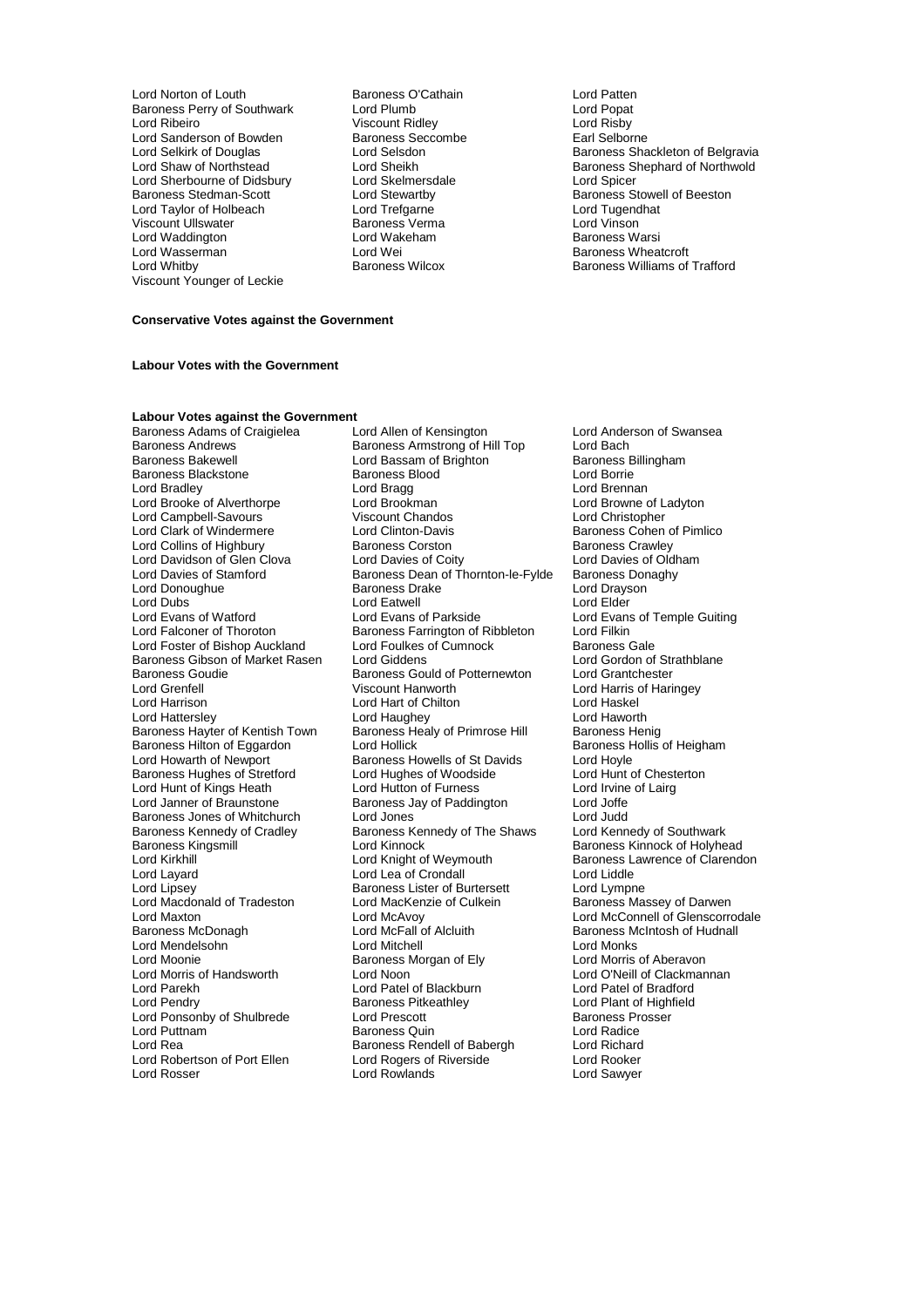Lord Norton of Louth
Baroness O'Cathain
Lord Patten
Baroness Perry of Southwark
Lord Plumb
Lord Popat
Lord Ribeiro
Viscount Ridley
Lord Risby
Lord Sanderson of Bowden
Baroness Seccombe
Earl Selborne
Lord Selkirk of Douglas
Lord Selsdon
Baroness Shackleton of Belgravia
Lord Shaw of Northstead
Lord Sheikh
Baroness Shephard of Northwold
Lord Sherbourne of Didsbury
Lord Skelmersdale
Lord Spicer
Baroness Stedman-Scott
Lord Stewartby
Baroness Stowell of Beeston
Lord Taylor of Holbeach
Lord Trefgarne
Lord Tugendhat
Viscount Ullswater
Baroness Verma
Lord Vinson
Lord Waddington
Lord Wakeham
Baroness Warsi
Lord Wasserman
Lord Wei
Baroness Wheatcroft
Lord Whitby
Baroness Wilcox
Baroness Williams of Trafford
Viscount Younger of Leckie

**Conservative Votes against the Government**

**Labour Votes with the Government**

**Labour Votes against the Government**

Baroness Adams of Craigielea
Lord Allen of Kensington
Lord Anderson of Swansea
Baroness Andrews
Baroness Armstrong of Hill Top
Lord Bach
Baroness Bakewell
Lord Bassam of Brighton
Baroness Billingham
Baroness Blackstone
Baroness Blood
Lord Borrie
Lord Bradley
Lord Bragg
Lord Brennan
Lord Brooke of Alverthorpe
Lord Brookman
Lord Browne of Ladyton
Lord Campbell-Savours
Viscount Chandos
Lord Christopher
Lord Clark of Windermere
Lord Clinton-Davis
Baroness Cohen of Pimlico
Lord Collins of Highbury
Baroness Corston
Baroness Crawley
Lord Davidson of Glen Clova
Lord Davies of Coity
Lord Davies of Oldham
Lord Davies of Stamford
Baroness Dean of Thornton-le-Fylde
Baroness Donaghy
Lord Donoughue
Baroness Drake
Lord Drayson
Lord Dubs
Lord Eatwell
Lord Elder
Lord Evans of Watford
Lord Evans of Parkside
Lord Evans of Temple Guiting
Lord Falconer of Thoroton
Baroness Farrington of Ribbleton
Lord Filkin
Lord Foster of Bishop Auckland
Lord Foulkes of Cumnock
Baroness Gale
Baroness Gibson of Market Rasen
Lord Giddens
Lord Gordon of Strathblane
Baroness Goudie
Baroness Gould of Potternewton
Lord Grantchester
Lord Grenfell
Viscount Hanworth
Lord Harris of Haringey
Lord Harrison
Lord Hart of Chilton
Lord Haskel
Lord Hattersley
Lord Haughey
Lord Haworth
Baroness Hayter of Kentish Town
Baroness Healy of Primrose Hill
Baroness Henig
Baroness Hilton of Eggardon
Lord Hollick
Baroness Hollis of Heigham
Lord Howarth of Newport
Baroness Howells of St Davids
Lord Hoyle
Baroness Hughes of Stretford
Lord Hughes of Woodside
Lord Hunt of Chesterton
Lord Hunt of Kings Heath
Lord Hutton of Furness
Lord Irvine of Lairg
Lord Janner of Braunstone
Baroness Jay of Paddington
Lord Joffe
Baroness Jones of Whitchurch
Lord Jones
Lord Judd
Baroness Kennedy of Cradley
Baroness Kennedy of The Shaws
Lord Kennedy of Southwark
Baroness Kingsmill
Lord Kinnock
Baroness Kinnock of Holyhead
Lord Kirkhill
Lord Knight of Weymouth
Baroness Lawrence of Clarendon
Lord Layard
Lord Lea of Crondall
Lord Liddle
Lord Lipsey
Baroness Lister of Burtersett
Lord Lympne
Lord Macdonald of Tradeston
Lord MacKenzie of Culkein
Baroness Massey of Darwen
Lord Maxton
Lord McAvoy
Lord McConnell of Glenscorrodale
Baroness McDonagh
Lord McFall of Alcluith
Baroness McIntosh of Hudnall
Lord Mendelsohn
Lord Mitchell
Lord Monks
Lord Moonie
Baroness Morgan of Ely
Lord Morris of Aberavon
Lord Morris of Handsworth
Lord Noon
Lord O'Neill of Clackmannan
Lord Parekh
Lord Patel of Blackburn
Lord Patel of Bradford
Lord Pendry
Baroness Pitkeathley
Lord Plant of Highfield
Lord Ponsonby of Shulbrede
Lord Prescott
Baroness Prosser
Lord Puttnam
Baroness Quin
Lord Radice
Lord Rea
Baroness Rendell of Babergh
Lord Richard
Lord Robertson of Port Ellen
Lord Rogers of Riverside
Lord Rooker
Lord Rosser
Lord Rowlands
Lord Sawyer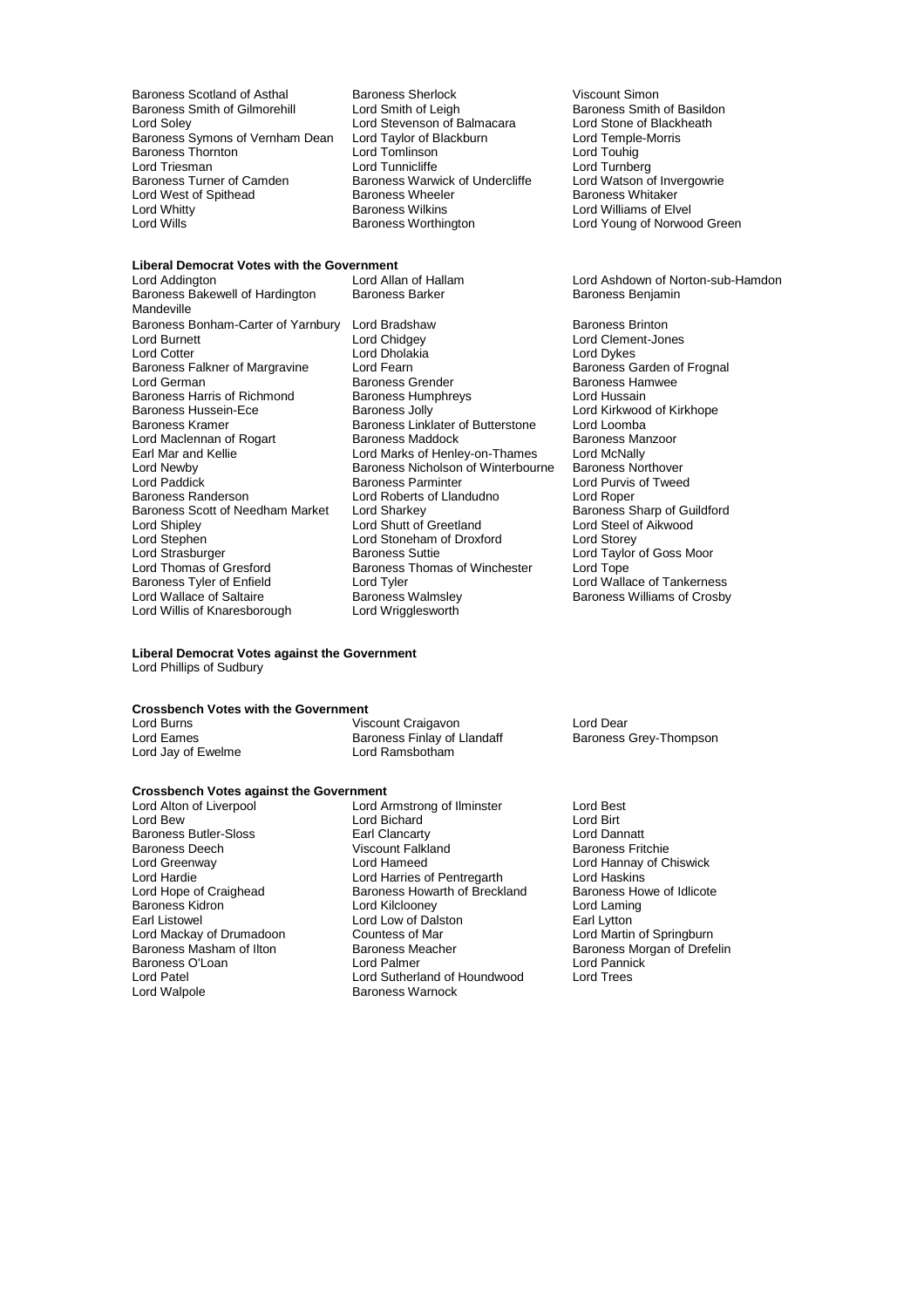Baroness Scotland of Asthal, Baroness Sherlock, Viscount Simon, Baroness Smith of Gilmorehill, Lord Smith of Leigh, Baroness Smith of Basildon, Lord Soley, Lord Stevenson of Balmacara, Lord Stone of Blackheath, Baroness Symons of Vernham Dean, Lord Taylor of Blackburn, Lord Temple-Morris, Baroness Thornton, Lord Tomlinson, Lord Touhig, Lord Triesman, Lord Tunnicliffe, Lord Turnberg, Baroness Turner of Camden, Baroness Warwick of Undercliffe, Lord Watson of Invergowrie, Lord West of Spithead, Baroness Wheeler, Baroness Whitaker, Lord Whitty, Baroness Wilkins, Lord Williams of Elvel, Lord Wills, Baroness Worthington, Lord Young of Norwood Green

**Liberal Democrat Votes with the Government**

Lord Addington, Lord Allan of Hallam, Lord Ashdown of Norton-sub-Hamdon, Baroness Bakewell of Hardington Mandeville, Baroness Barker, Baroness Benjamin, Baroness Bonham-Carter of Yarnbury, Lord Bradshaw, Baroness Brinton, Lord Burnett, Lord Chidgey, Lord Clement-Jones, Lord Cotter, Lord Dholakia, Lord Dykes, Baroness Falkner of Margravine, Lord Fearn, Baroness Garden of Frognal, Lord German, Baroness Grender, Baroness Hamwee, Baroness Harris of Richmond, Baroness Humphreys, Lord Hussain, Baroness Hussein-Ece, Baroness Jolly, Lord Kirkwood of Kirkhope, Baroness Kramer, Baroness Linklater of Butterstone, Lord Loomba, Lord Maclennan of Rogart, Baroness Maddock, Baroness Manzoor, Earl Mar and Kellie, Lord Marks of Henley-on-Thames, Lord McNally, Lord Newby, Baroness Nicholson of Winterbourne, Baroness Northover, Lord Paddick, Baroness Parminter, Lord Purvis of Tweed, Baroness Randerson, Lord Roberts of Llandudno, Lord Roper, Baroness Scott of Needham Market, Lord Sharkey, Baroness Sharp of Guildford, Lord Shipley, Lord Shutt of Greetland, Lord Steel of Aikwood, Lord Stephen, Lord Stoneham of Droxford, Lord Storey, Lord Strasburger, Baroness Suttie, Lord Taylor of Goss Moor, Lord Thomas of Gresford, Baroness Thomas of Winchester, Lord Tope, Baroness Tyler of Enfield, Lord Tyler, Lord Wallace of Tankerness, Lord Wallace of Saltaire, Baroness Walmsley, Baroness Williams of Crosby, Lord Willis of Knaresborough, Lord Wrigglesworth

**Liberal Democrat Votes against the Government**

Lord Phillips of Sudbury

**Crossbench Votes with the Government**

Lord Burns, Viscount Craigavon, Lord Dear, Lord Eames, Baroness Finlay of Llandaff, Baroness Grey-Thompson, Lord Jay of Ewelme, Lord Ramsbotham

**Crossbench Votes against the Government**

Lord Alton of Liverpool, Lord Armstrong of Ilminster, Lord Best, Lord Bew, Lord Bichard, Lord Birt, Baroness Butler-Sloss, Earl Clancarty, Lord Dannatt, Baroness Deech, Viscount Falkland, Baroness Fritchie, Lord Greenway, Lord Hameed, Lord Hannay of Chiswick, Lord Hardie, Lord Harries of Pentregarth, Lord Haskins, Lord Hope of Craighead, Baroness Howarth of Breckland, Baroness Howe of Idlicote, Baroness Kidron, Lord Kilclooney, Lord Laming, Earl Listowel, Lord Low of Dalston, Earl Lytton, Lord Mackay of Drumadoon, Countess of Mar, Lord Martin of Springburn, Baroness Masham of Ilton, Baroness Meacher, Baroness Morgan of Drefelin, Baroness O'Loan, Lord Palmer, Lord Pannick, Lord Patel, Lord Sutherland of Houndwood, Lord Trees, Lord Walpole, Baroness Warnock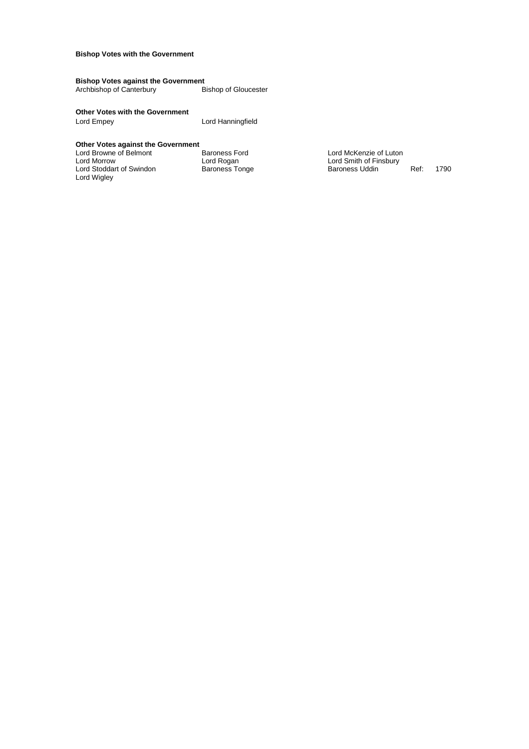**Bishop Votes with the Government**

**Bishop Votes against the Government**

| | |
|---|---|
| Archbishop of Canterbury | Bishop of Gloucester |

**Other Votes with the Government**

| | |
|---|---|
| Lord Empey | Lord Hanningfield |

**Other Votes against the Government**

| | | |
|---|---|---|
| Lord Browne of Belmont | Baroness Ford | Lord McKenzie of Luton |
| Lord Morrow | Lord Rogan | Lord Smith of Finsbury |
| Lord Stoddart of Swindon | Baroness Tonge | Baroness Uddin |
| Lord Wigley | | |

Ref: 1790